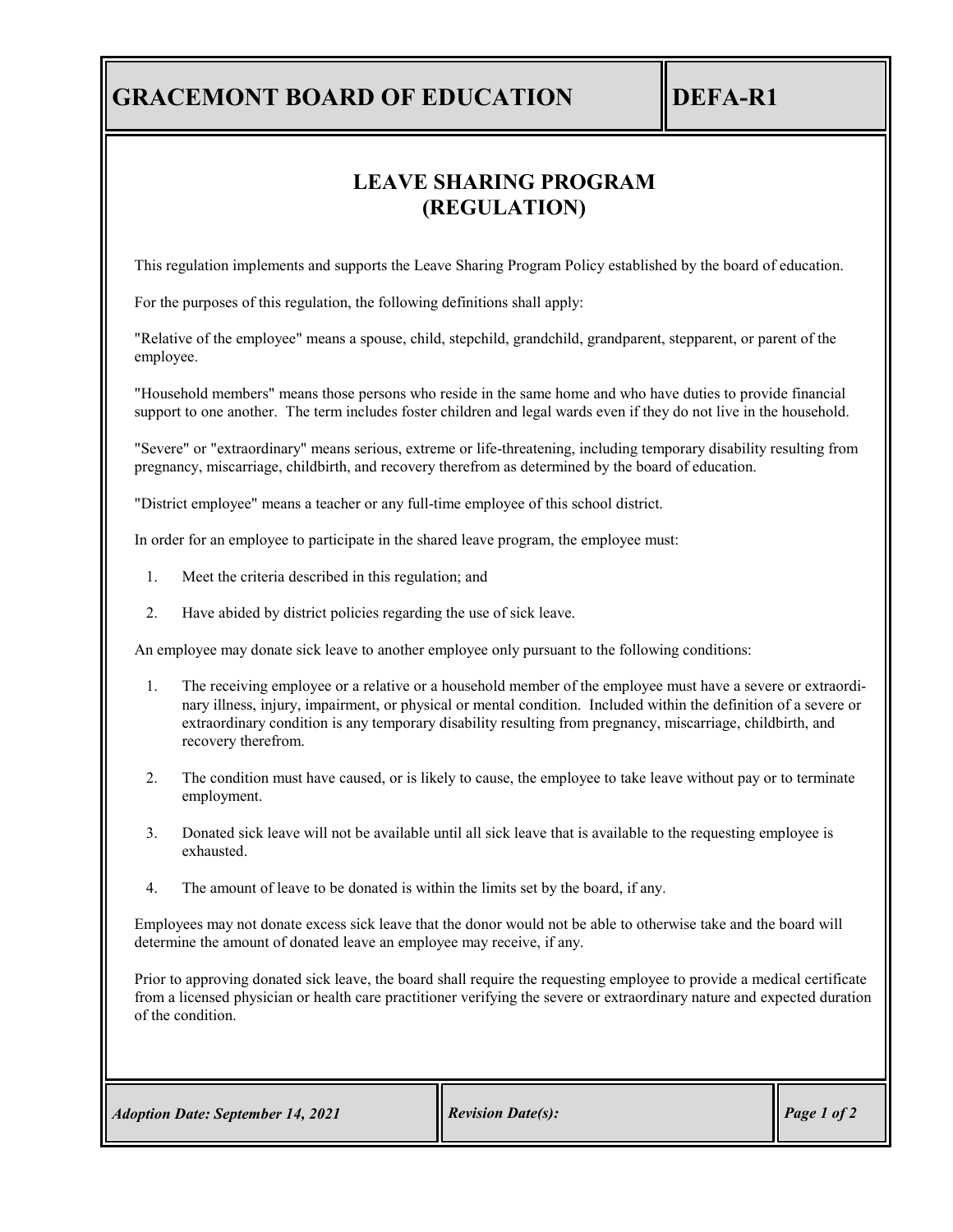# GRACEMONT BOARD OF EDUCATION

# DEFA-R1

## LEAVE SHARING PROGRAM (REGULATION)

This regulation implements and supports the Leave Sharing Program Policy established by the board of education.

For the purposes of this regulation, the following definitions shall apply:

"Relative of the employee" means a spouse, child, stepchild, grandchild, grandparent, stepparent, or parent of the employee.

"Household members" means those persons who reside in the same home and who have duties to provide financial support to one another. The term includes foster children and legal wards even if they do not live in the household.

"Severe" or "extraordinary" means serious, extreme or life-threatening, including temporary disability resulting from pregnancy, miscarriage, childbirth, and recovery therefrom as determined by the board of education.

"District employee" means a teacher or any full-time employee of this school district.

In order for an employee to participate in the shared leave program, the employee must:

1. Meet the criteria described in this regulation; and
2. Have abided by district policies regarding the use of sick leave.

An employee may donate sick leave to another employee only pursuant to the following conditions:

1. The receiving employee or a relative or a household member of the employee must have a severe or extraordinary illness, injury, impairment, or physical or mental condition. Included within the definition of a severe or extraordinary condition is any temporary disability resulting from pregnancy, miscarriage, childbirth, and recovery therefrom.
2. The condition must have caused, or is likely to cause, the employee to take leave without pay or to terminate employment.
3. Donated sick leave will not be available until all sick leave that is available to the requesting employee is exhausted.
4. The amount of leave to be donated is within the limits set by the board, if any.

Employees may not donate excess sick leave that the donor would not be able to otherwise take and the board will determine the amount of donated leave an employee may receive, if any.

Prior to approving donated sick leave, the board shall require the requesting employee to provide a medical certificate from a licensed physician or health care practitioner verifying the severe or extraordinary nature and expected duration of the condition.

*Adoption Date: September 14, 2021* | *Revision Date(s):*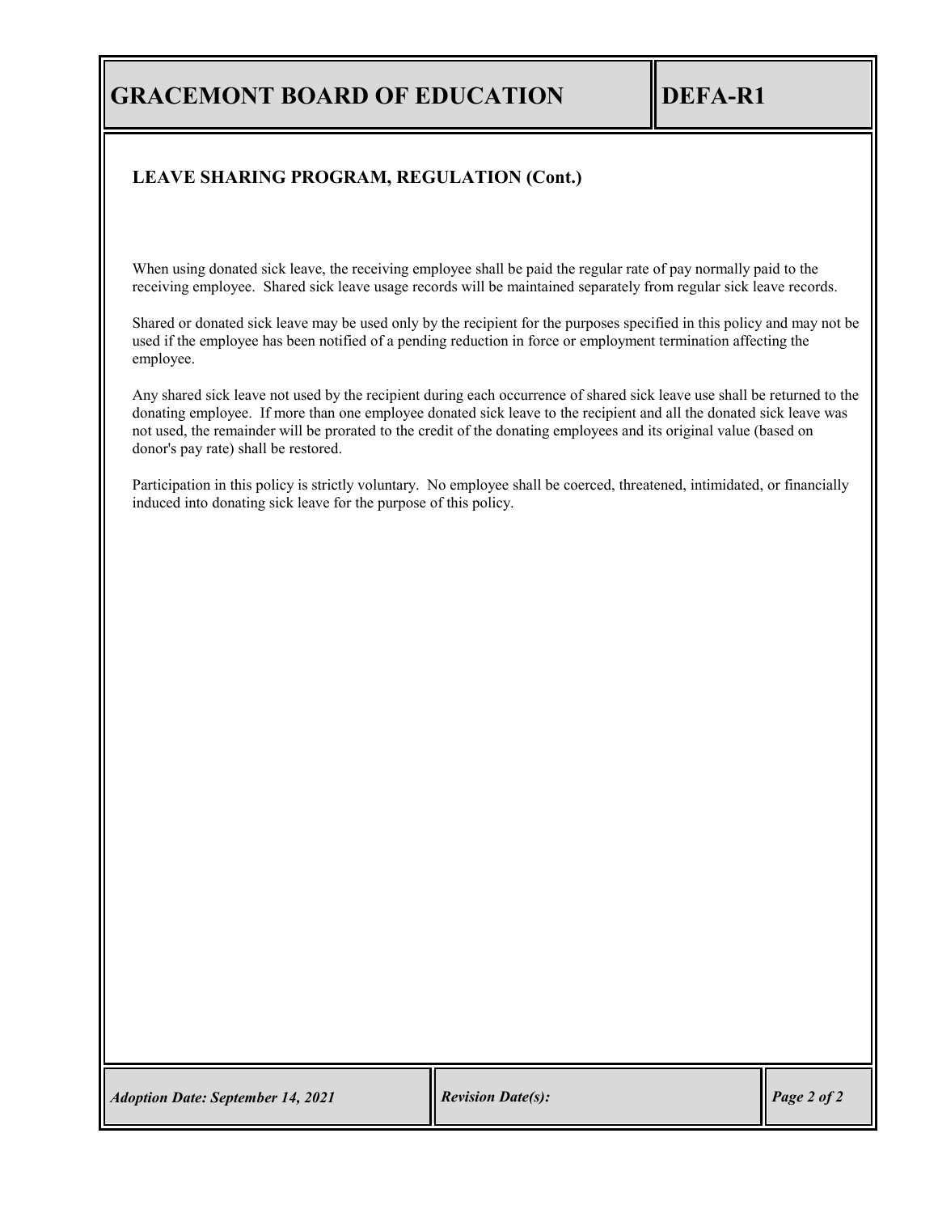### LEAVE SHARING PROGRAM, REGULATION (Cont.)

When using donated sick leave, the receiving employee shall be paid the regular rate of pay normally paid to the receiving employee. Shared sick leave usage records will be maintained separately from regular sick leave records.

Shared or donated sick leave may be used only by the recipient for the purposes specified in this policy and may not be used if the employee has been notified of a pending reduction in force or employment termination affecting the employee.

Any shared sick leave not used by the recipient during each occurrence of shared sick leave use shall be returned to the donating employee. If more than one employee donated sick leave to the recipient and all the donated sick leave was not used, the remainder will be prorated to the credit of the donating employees and its original value (based on donor's pay rate) shall be restored.

Participation in this policy is strictly voluntary. No employee shall be coerced, threatened, intimidated, or financially induced into donating sick leave for the purpose of this policy.

| | | |
|---|---|---|
| *Adoption Date: September 14, 2021* | *Revision Date(s):* | |